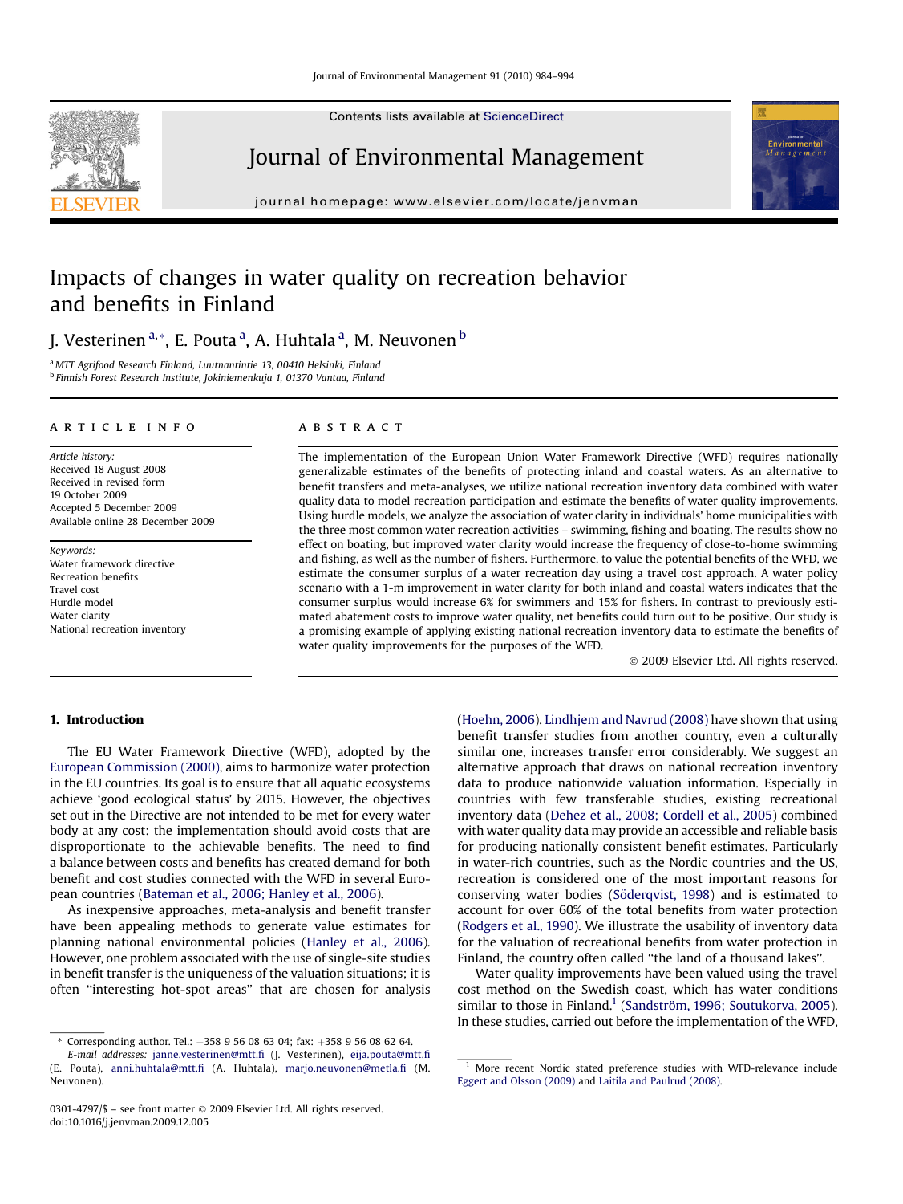# Impacts of changes in water quality on recreation behavior and benefits in Finland

J. Vesterinen [a,*], E. Pouta [a], A. Huhtala [a], M. Neuvonen [b]

[a] MTT Agrifood Research Finland, Luutnantintie 13, 00410 Helsinki, Finland
[b] Finnish Forest Research Institute, Jokiniemenkuja 1, 01370 Vantaa, Finland

## ARTICLE INFO

*Article history:*
Received 18 August 2008
Received in revised form
19 October 2009
Accepted 5 December 2009
Available online 28 December 2009

*Keywords:*
Water framework directive
Recreation benefits
Travel cost
Hurdle model
Water clarity
National recreation inventory

## ABSTRACT

The implementation of the European Union Water Framework Directive (WFD) requires nationally generalizable estimates of the benefits of protecting inland and coastal waters. As an alternative to benefit transfers and meta-analyses, we utilize national recreation inventory data combined with water quality data to model recreation participation and estimate the benefits of water quality improvements. Using hurdle models, we analyze the association of water clarity in individuals' home municipalities with the three most common water recreation activities – swimming, fishing and boating. The results show no effect on boating, but improved water clarity would increase the frequency of close-to-home swimming and fishing, as well as the number of fishers. Furthermore, to value the potential benefits of the WFD, we estimate the consumer surplus of a water recreation day using a travel cost approach. A water policy scenario with a 1-m improvement in water clarity for both inland and coastal waters indicates that the consumer surplus would increase 6% for swimmers and 15% for fishers. In contrast to previously estimated abatement costs to improve water quality, net benefits could turn out to be positive. Our study is a promising example of applying existing national recreation inventory data to estimate the benefits of water quality improvements for the purposes of the WFD.

© 2009 Elsevier Ltd. All rights reserved.

## 1. Introduction

The EU Water Framework Directive (WFD), adopted by the European Commission (2000), aims to harmonize water protection in the EU countries. Its goal is to ensure that all aquatic ecosystems achieve 'good ecological status' by 2015. However, the objectives set out in the Directive are not intended to be met for every water body at any cost: the implementation should avoid costs that are disproportionate to the achievable benefits. The need to find a balance between costs and benefits has created demand for both benefit and cost studies connected with the WFD in several European countries (Bateman et al., 2006; Hanley et al., 2006).

As inexpensive approaches, meta-analysis and benefit transfer have been appealing methods to generate value estimates for planning national environmental policies (Hanley et al., 2006). However, one problem associated with the use of single-site studies in benefit transfer is the uniqueness of the valuation situations; it is often "interesting hot-spot areas" that are chosen for analysis (Hoehn, 2006). Lindhjem and Navrud (2008) have shown that using benefit transfer studies from another country, even a culturally similar one, increases transfer error considerably. We suggest an alternative approach that draws on national recreation inventory data to produce nationwide valuation information. Especially in countries with few transferable studies, existing recreational inventory data (Dehez et al., 2008; Cordell et al., 2005) combined with water quality data may provide an accessible and reliable basis for producing nationally consistent benefit estimates. Particularly in water-rich countries, such as the Nordic countries and the US, recreation is considered one of the most important reasons for conserving water bodies (Söderqvist, 1998) and is estimated to account for over 60% of the total benefits from water protection (Rodgers et al., 1990). We illustrate the usability of inventory data for the valuation of recreational benefits from water protection in Finland, the country often called "the land of a thousand lakes".

Water quality improvements have been valued using the travel cost method on the Swedish coast, which has water conditions similar to those in Finland.[1] (Sandström, 1996; Soutukorva, 2005). In these studies, carried out before the implementation of the WFD,

---

* Corresponding author. Tel.: +358 9 56 08 63 04; fax: +358 9 56 08 62 64.
*E-mail addresses:* janne.vesterinen@mtt.fi (J. Vesterinen), eija.pouta@mtt.fi (E. Pouta), anni.huhtala@mtt.fi (A. Huhtala), marjo.neuvonen@metla.fi (M. Neuvonen).

[1] More recent Nordic stated preference studies with WFD-relevance include Eggert and Olsson (2009) and Laitila and Paulrud (2008).

0301-4797/$ – see front matter © 2009 Elsevier Ltd. All rights reserved.
doi:10.1016/j.jenvman.2009.12.005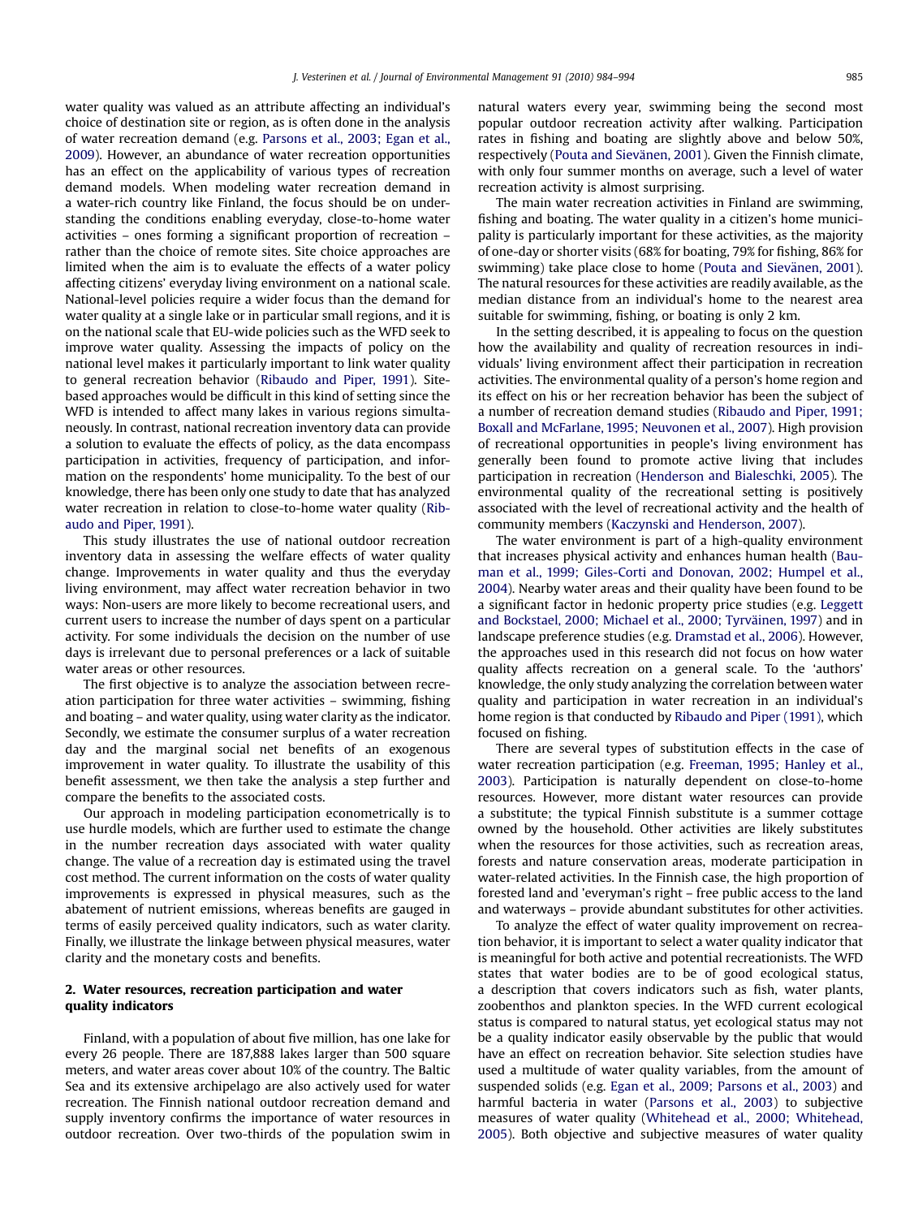water quality was valued as an attribute affecting an individual's choice of destination site or region, as is often done in the analysis of water recreation demand (e.g. Parsons et al., 2003; Egan et al., 2009). However, an abundance of water recreation opportunities has an effect on the applicability of various types of recreation demand models. When modeling water recreation demand in a water-rich country like Finland, the focus should be on understanding the conditions enabling everyday, close-to-home water activities – ones forming a significant proportion of recreation – rather than the choice of remote sites. Site choice approaches are limited when the aim is to evaluate the effects of a water policy affecting citizens' everyday living environment on a national scale. National-level policies require a wider focus than the demand for water quality at a single lake or in particular small regions, and it is on the national scale that EU-wide policies such as the WFD seek to improve water quality. Assessing the impacts of policy on the national level makes it particularly important to link water quality to general recreation behavior (Ribaudo and Piper, 1991). Site-based approaches would be difficult in this kind of setting since the WFD is intended to affect many lakes in various regions simultaneously. In contrast, national recreation inventory data can provide a solution to evaluate the effects of policy, as the data encompass participation in activities, frequency of participation, and information on the respondents' home municipality. To the best of our knowledge, there has been only one study to date that has analyzed water recreation in relation to close-to-home water quality (Ribaudo and Piper, 1991).

This study illustrates the use of national outdoor recreation inventory data in assessing the welfare effects of water quality change. Improvements in water quality and thus the everyday living environment, may affect water recreation behavior in two ways: Non-users are more likely to become recreational users, and current users to increase the number of days spent on a particular activity. For some individuals the decision on the number of use days is irrelevant due to personal preferences or a lack of suitable water areas or other resources.

The first objective is to analyze the association between recreation participation for three water activities – swimming, fishing and boating – and water quality, using water clarity as the indicator. Secondly, we estimate the consumer surplus of a water recreation day and the marginal social net benefits of an exogenous improvement in water quality. To illustrate the usability of this benefit assessment, we then take the analysis a step further and compare the benefits to the associated costs.

Our approach in modeling participation econometrically is to use hurdle models, which are further used to estimate the change in the number recreation days associated with water quality change. The value of a recreation day is estimated using the travel cost method. The current information on the costs of water quality improvements is expressed in physical measures, such as the abatement of nutrient emissions, whereas benefits are gauged in terms of easily perceived quality indicators, such as water clarity. Finally, we illustrate the linkage between physical measures, water clarity and the monetary costs and benefits.

## 2. Water resources, recreation participation and water quality indicators

Finland, with a population of about five million, has one lake for every 26 people. There are 187,888 lakes larger than 500 square meters, and water areas cover about 10% of the country. The Baltic Sea and its extensive archipelago are also actively used for water recreation. The Finnish national outdoor recreation demand and supply inventory confirms the importance of water resources in outdoor recreation. Over two-thirds of the population swim in natural waters every year, swimming being the second most popular outdoor recreation activity after walking. Participation rates in fishing and boating are slightly above and below 50%, respectively (Pouta and Sievänen, 2001). Given the Finnish climate, with only four summer months on average, such a level of water recreation activity is almost surprising.

The main water recreation activities in Finland are swimming, fishing and boating. The water quality in a citizen's home municipality is particularly important for these activities, as the majority of one-day or shorter visits (68% for boating, 79% for fishing, 86% for swimming) take place close to home (Pouta and Sievänen, 2001). The natural resources for these activities are readily available, as the median distance from an individual's home to the nearest area suitable for swimming, fishing, or boating is only 2 km.

In the setting described, it is appealing to focus on the question how the availability and quality of recreation resources in individuals' living environment affect their participation in recreation activities. The environmental quality of a person's home region and its effect on his or her recreation behavior has been the subject of a number of recreation demand studies (Ribaudo and Piper, 1991; Boxall and McFarlane, 1995; Neuvonen et al., 2007). High provision of recreational opportunities in people's living environment has generally been found to promote active living that includes participation in recreation (Henderson and Bialeschki, 2005). The environmental quality of the recreational setting is positively associated with the level of recreational activity and the health of community members (Kaczynski and Henderson, 2007).

The water environment is part of a high-quality environment that increases physical activity and enhances human health (Bauman et al., 1999; Giles-Corti and Donovan, 2002; Humpel et al., 2004). Nearby water areas and their quality have been found to be a significant factor in hedonic property price studies (e.g. Leggett and Bockstael, 2000; Michael et al., 2000; Tyrväinen, 1997) and in landscape preference studies (e.g. Dramstad et al., 2006). However, the approaches used in this research did not focus on how water quality affects recreation on a general scale. To the 'authors' knowledge, the only study analyzing the correlation between water quality and participation in water recreation in an individual's home region is that conducted by Ribaudo and Piper (1991), which focused on fishing.

There are several types of substitution effects in the case of water recreation participation (e.g. Freeman, 1995; Hanley et al., 2003). Participation is naturally dependent on close-to-home resources. However, more distant water resources can provide a substitute; the typical Finnish substitute is a summer cottage owned by the household. Other activities are likely substitutes when the resources for those activities, such as recreation areas, forests and nature conservation areas, moderate participation in water-related activities. In the Finnish case, the high proportion of forested land and 'everyman's right – free public access to the land and waterways – provide abundant substitutes for other activities.

To analyze the effect of water quality improvement on recreation behavior, it is important to select a water quality indicator that is meaningful for both active and potential recreationists. The WFD states that water bodies are to be of good ecological status, a description that covers indicators such as fish, water plants, zoobenthos and plankton species. In the WFD current ecological status is compared to natural status, yet ecological status may not be a quality indicator easily observable by the public that would have an effect on recreation behavior. Site selection studies have used a multitude of water quality variables, from the amount of suspended solids (e.g. Egan et al., 2009; Parsons et al., 2003) and harmful bacteria in water (Parsons et al., 2003) to subjective measures of water quality (Whitehead et al., 2000; Whitehead, 2005). Both objective and subjective measures of water quality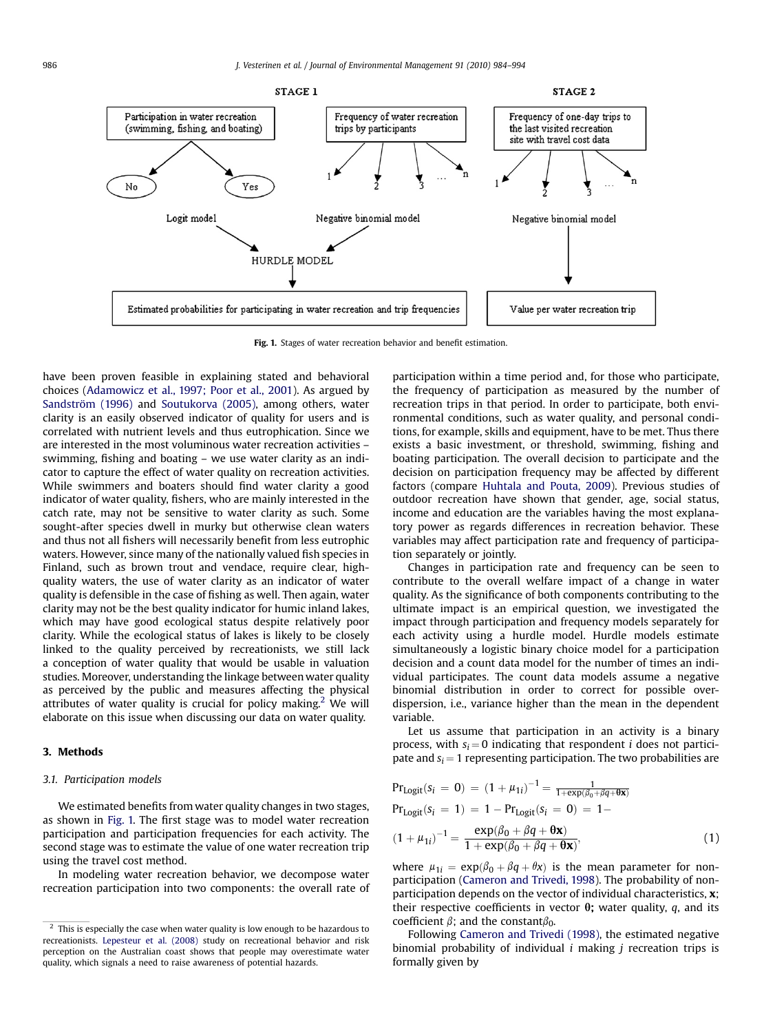STAGE 1

STAGE 2

Participation in water recreation (swimming, fishing, and boating)

No / Yes

Logit model

Frequency of water recreation trips by participants

1 2 3 … n

Negative binomial model

HURDLE MODEL

Estimated probabilities for participating in water recreation and trip frequencies

Frequency of one-day trips to the last visited recreation site with travel cost data

1 2 3 … n

Negative binomial model

Value per water recreation trip

**Fig. 1.** Stages of water recreation behavior and benefit estimation.

have been proven feasible in explaining stated and behavioral choices (Adamowicz et al., 1997; Poor et al., 2001). As argued by Sandström (1996) and Soutukorva (2005), among others, water clarity is an easily observed indicator of quality for users and is correlated with nutrient levels and thus eutrophication. Since we are interested in the most voluminous water recreation activities – swimming, fishing and boating – we use water clarity as an indicator to capture the effect of water quality on recreation activities. While swimmers and boaters should find water clarity a good indicator of water quality, fishers, who are mainly interested in the catch rate, may not be sensitive to water clarity as such. Some sought-after species dwell in murky but otherwise clean waters and thus not all fishers will necessarily benefit from less eutrophic waters. However, since many of the nationally valued fish species in Finland, such as brown trout and vendace, require clear, high-quality waters, the use of water clarity as an indicator of water quality is defensible in the case of fishing as well. Then again, water clarity may not be the best quality indicator for humic inland lakes, which may have good ecological status despite relatively poor clarity. While the ecological status of lakes is likely to be closely linked to the quality perceived by recreationists, we still lack a conception of water quality that would be usable in valuation studies. Moreover, understanding the linkage between water quality as perceived by the public and measures affecting the physical attributes of water quality is crucial for policy making.[2] We will elaborate on this issue when discussing our data on water quality.

## 3. Methods

### 3.1. Participation models

We estimated benefits from water quality changes in two stages, as shown in Fig. 1. The first stage was to model water recreation participation and participation frequencies for each activity. The second stage was to estimate the value of one water recreation trip using the travel cost method.

In modeling water recreation behavior, we decompose water recreation participation into two components: the overall rate of participation within a time period and, for those who participate, the frequency of participation as measured by the number of recreation trips in that period. In order to participate, both environmental conditions, such as water quality, and personal conditions, for example, skills and equipment, have to be met. Thus there exists a basic investment, or threshold, swimming, fishing and boating participation. The overall decision to participate and the decision on participation frequency may be affected by different factors (compare Huhtala and Pouta, 2009). Previous studies of outdoor recreation have shown that gender, age, social status, income and education are the variables having the most explanatory power as regards differences in recreation behavior. These variables may affect participation rate and frequency of participation separately or jointly.

Changes in participation rate and frequency can be seen to contribute to the overall welfare impact of a change in water quality. As the significance of both components contributing to the ultimate impact is an empirical question, we investigated the impact through participation and frequency models separately for each activity using a hurdle model. Hurdle models estimate simultaneously a logistic binary choice model for a participation decision and a count data model for the number of times an individual participates. The count data models assume a negative binomial distribution in order to correct for possible over-dispersion, i.e., variance higher than the mean in the dependent variable.

Let us assume that participation in an activity is a binary process, with $s_i = 0$ indicating that respondent $i$ does not participate and $s_i = 1$ representing participation. The two probabilities are

$$
\begin{aligned}
&\Pr_{\text{Logit}}(s_i = 0) = (1 + \mu_{1i})^{-1} = \frac{1}{1 + \exp(\beta_0 + \beta q + \boldsymbol{\theta}\mathbf{x})} \\
&\Pr_{\text{Logit}}(s_i = 1) = 1 - \Pr_{\text{Logit}}(s_i = 0) = 1 - \\
&(1 + \mu_{1i})^{-1} = \frac{\exp(\beta_0 + \beta q + \boldsymbol{\theta}\mathbf{x})}{1 + \exp(\beta_0 + \beta q + \boldsymbol{\theta}\mathbf{x})},
\end{aligned} \tag{1}
$$

where $\mu_{1i} = \exp(\beta_0 + \beta q + \theta x)$ is the mean parameter for non-participation (Cameron and Trivedi, 1998). The probability of non-participation depends on the vector of individual characteristics, $\mathbf{x}$; their respective coefficients in vector $\boldsymbol{\theta}$; water quality, $q$, and its coefficient $\beta$; and the constant $\beta_0$.

Following Cameron and Trivedi (1998), the estimated negative binomial probability of individual $i$ making $j$ recreation trips is formally given by

[2] This is especially the case when water quality is low enough to be hazardous to recreationists. Lepesteur et al. (2008) study on recreational behavior and risk perception on the Australian coast shows that people may overestimate water quality, which signals a need to raise awareness of potential hazards.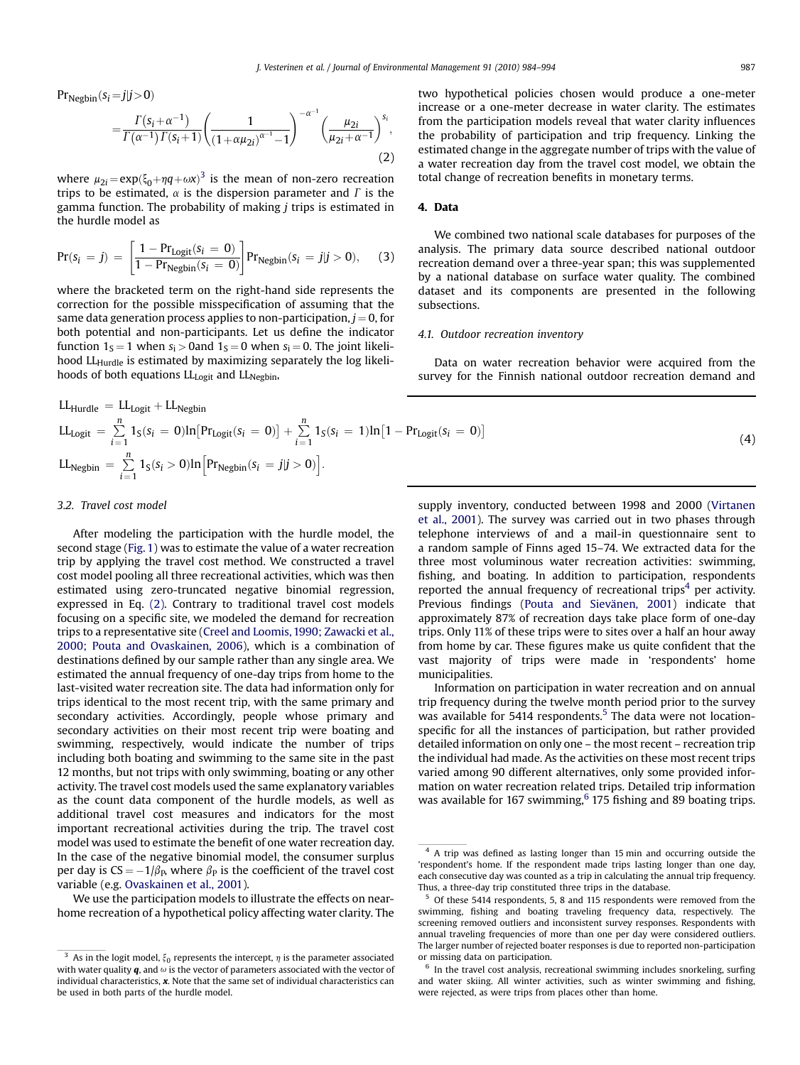$$\Pr_{\text{Negbin}}(s_i = j | j > 0) = \frac{\Gamma(s_i + \alpha^{-1})}{\Gamma(\alpha^{-1})\Gamma(s_i + 1)} \left( \frac{1}{(1 + \alpha\mu_{2i})^{\alpha^{-1}} - 1} \right)^{-\alpha^{-1}} \left( \frac{\mu_{2i}}{\mu_{2i} + \alpha^{-1}} \right)^{s_i}, \tag{2}$$

where $\mu_{2i} = \exp(\xi_0 + \eta q + \omega x)$[3] is the mean of non-zero recreation trips to be estimated, $\alpha$ is the dispersion parameter and $\Gamma$ is the gamma function. The probability of making $j$ trips is estimated in the hurdle model as

$$\Pr(s_i = j) = \left[ \frac{1 - \Pr_{\text{Logit}}(s_i = 0)}{1 - \Pr_{\text{Negbin}}(s_i = 0)} \right] \Pr_{\text{Negbin}}(s_i = j | j > 0), \tag{3}$$

where the bracketed term on the right-hand side represents the correction for the possible misspecification of assuming that the same data generation process applies to non-participation, $j = 0$, for both potential and non-participants. Let us define the indicator function $1_S = 1$ when $s_i > 0$and $1_S = 0$ when $s_i = 0$. The joint likelihood $\text{LL}_{\text{Hurdle}}$ is estimated by maximizing separately the log likelihoods of both equations $\text{LL}_{\text{Logit}}$ and $\text{LL}_{\text{Negbin}}$,

$$\begin{aligned}
\text{LL}_{\text{Hurdle}} &= \text{LL}_{\text{Logit}} + \text{LL}_{\text{Negbin}} \\
\text{LL}_{\text{Logit}} &= \sum_{i=1}^{n} 1_S(s_i = 0) \ln\left[\Pr_{\text{Logit}}(s_i = 0)\right] + \sum_{i=1}^{n} 1_S(s_i = 1) \ln\left[1 - \Pr_{\text{Logit}}(s_i = 0)\right] \\
\text{LL}_{\text{Negbin}} &= \sum_{i=1}^{n} 1_S(s_i > 0) \ln\left[\Pr_{\text{Negbin}}(s_i = j | j > 0)\right].
\end{aligned} \tag{4}$$

### 3.2. Travel cost model

After modeling the participation with the hurdle model, the second stage (Fig. 1) was to estimate the value of a water recreation trip by applying the travel cost method. We constructed a travel cost model pooling all three recreational activities, which was then estimated using zero-truncated negative binomial regression, expressed in Eq. (2). Contrary to traditional travel cost models focusing on a specific site, we modeled the demand for recreation trips to a representative site (Creel and Loomis, 1990; Zawacki et al., 2000; Pouta and Ovaskainen, 2006), which is a combination of destinations defined by our sample rather than any single area. We estimated the annual frequency of one-day trips from home to the last-visited water recreation site. The data had information only for trips identical to the most recent trip, with the same primary and secondary activities. Accordingly, people whose primary and secondary activities on their most recent trip were boating and swimming, respectively, would indicate the number of trips including both boating and swimming to the same site in the past 12 months, but not trips with only swimming, boating or any other activity. The travel cost models used the same explanatory variables as the count data component of the hurdle models, as well as additional travel cost measures and indicators for the most important recreational activities during the trip. The travel cost model was used to estimate the benefit of one water recreation day. In the case of the negative binomial model, the consumer surplus per day is $\text{CS} = -1/\beta_{\text{P}}$, where $\beta_{\text{P}}$ is the coefficient of the travel cost variable (e.g. Ovaskainen et al., 2001).

We use the participation models to illustrate the effects on near-home recreation of a hypothetical policy affecting water clarity. The two hypothetical policies chosen would produce a one-meter increase or a one-meter decrease in water clarity. The estimates from the participation models reveal that water clarity influences the probability of participation and trip frequency. Linking the estimated change in the aggregate number of trips with the value of a water recreation day from the travel cost model, we obtain the total change of recreation benefits in monetary terms.

## 4. Data

We combined two national scale databases for purposes of the analysis. The primary data source described national outdoor recreation demand over a three-year span; this was supplemented by a national database on surface water quality. The combined dataset and its components are presented in the following subsections.

### 4.1. Outdoor recreation inventory

Data on water recreation behavior were acquired from the survey for the Finnish national outdoor recreation demand and supply inventory, conducted between 1998 and 2000 (Virtanen et al., 2001). The survey was carried out in two phases through telephone interviews of and a mail-in questionnaire sent to a random sample of Finns aged 15–74. We extracted data for the three most voluminous water recreation activities: swimming, fishing, and boating. In addition to participation, respondents reported the annual frequency of recreational trips[4] per activity. Previous findings (Pouta and Sievänen, 2001) indicate that approximately 87% of recreation days take place form of one-day trips. Only 11% of these trips were to sites over a half an hour away from home by car. These figures make us quite confident that the vast majority of trips were made in 'respondents' home municipalities.

Information on participation in water recreation and on annual trip frequency during the twelve month period prior to the survey was available for 5414 respondents.[5] The data were not location-specific for all the instances of participation, but rather provided detailed information on only one – the most recent – recreation trip the individual had made. As the activities on these most recent trips varied among 90 different alternatives, only some provided information on water recreation related trips. Detailed trip information was available for 167 swimming,[6] 175 fishing and 89 boating trips.

---

[3] As in the logit model, $\xi_0$ represents the intercept, $\eta$ is the parameter associated with water quality $\boldsymbol{q}$, and $\omega$ is the vector of parameters associated with the vector of individual characteristics, $\boldsymbol{x}$. Note that the same set of individual characteristics can be used in both parts of the hurdle model.

[4] A trip was defined as lasting longer than 15 min and occurring outside the 'respondent's home. If the respondent made trips lasting longer than one day, each consecutive day was counted as a trip in calculating the annual trip frequency. Thus, a three-day trip constituted three trips in the database.

[5] Of these 5414 respondents, 5, 8 and 115 respondents were removed from the swimming, fishing and boating traveling frequency data, respectively. The screening removed outliers and inconsistent survey responses. Respondents with annual traveling frequencies of more than one per day were considered outliers. The larger number of rejected boater responses is due to reported non-participation or missing data on participation.

[6] In the travel cost analysis, recreational swimming includes snorkeling, surfing and water skiing. All winter activities, such as winter swimming and fishing, were rejected, as were trips from places other than home.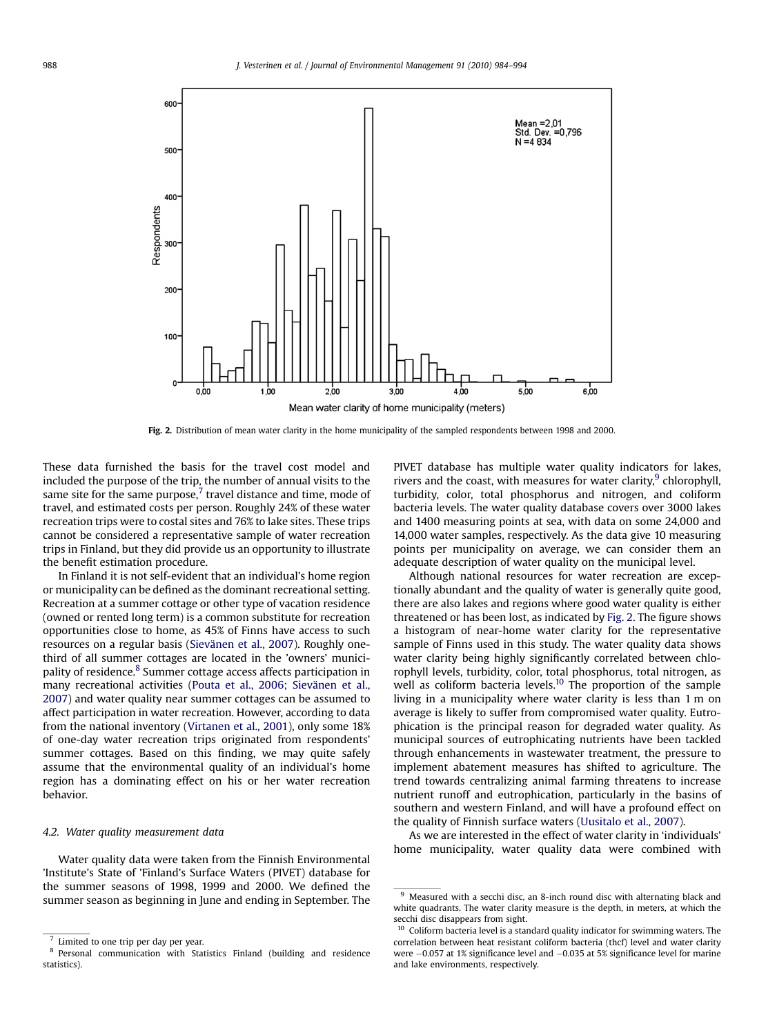Fig. 2. Distribution of mean water clarity in the home municipality of the sampled respondents between 1998 and 2000.

These data furnished the basis for the travel cost model and included the purpose of the trip, the number of annual visits to the same site for the same purpose,[7] travel distance and time, mode of travel, and estimated costs per person. Roughly 24% of these water recreation trips were to costal sites and 76% to lake sites. These trips cannot be considered a representative sample of water recreation trips in Finland, but they did provide us an opportunity to illustrate the benefit estimation procedure.

In Finland it is not self-evident that an individual's home region or municipality can be defined as the dominant recreational setting. Recreation at a summer cottage or other type of vacation residence (owned or rented long term) is a common substitute for recreation opportunities close to home, as 45% of Finns have access to such resources on a regular basis (Sievänen et al., 2007). Roughly one-third of all summer cottages are located in the 'owners' municipality of residence.[8] Summer cottage access affects participation in many recreational activities (Pouta et al., 2006; Sievänen et al., 2007) and water quality near summer cottages can be assumed to affect participation in water recreation. However, according to data from the national inventory (Virtanen et al., 2001), only some 18% of one-day water recreation trips originated from respondents' summer cottages. Based on this finding, we may quite safely assume that the environmental quality of an individual's home region has a dominating effect on his or her water recreation behavior.

### 4.2. Water quality measurement data

Water quality data were taken from the Finnish Environmental 'Institute's State of 'Finland's Surface Waters (PIVET) database for the summer seasons of 1998, 1999 and 2000. We defined the summer season as beginning in June and ending in September. The PIVET database has multiple water quality indicators for lakes, rivers and the coast, with measures for water clarity,[9] chlorophyll, turbidity, color, total phosphorus and nitrogen, and coliform bacteria levels. The water quality database covers over 3000 lakes and 1400 measuring points at sea, with data on some 24,000 and 14,000 water samples, respectively. As the data give 10 measuring points per municipality on average, we can consider them an adequate description of water quality on the municipal level.

Although national resources for water recreation are exceptionally abundant and the quality of water is generally quite good, there are also lakes and regions where good water quality is either threatened or has been lost, as indicated by Fig. 2. The figure shows a histogram of near-home water clarity for the representative sample of Finns used in this study. The water quality data shows water clarity being highly significantly correlated between chlorophyll levels, turbidity, color, total phosphorus, total nitrogen, as well as coliform bacteria levels.[10] The proportion of the sample living in a municipality where water clarity is less than 1 m on average is likely to suffer from compromised water quality. Eutrophication is the principal reason for degraded water quality. As municipal sources of eutrophicating nutrients have been tackled through enhancements in wastewater treatment, the pressure to implement abatement measures has shifted to agriculture. The trend towards centralizing animal farming threatens to increase nutrient runoff and eutrophication, particularly in the basins of southern and western Finland, and will have a profound effect on the quality of Finnish surface waters (Uusitalo et al., 2007).

As we are interested in the effect of water clarity in 'individuals' home municipality, water quality data were combined with

[7] Limited to one trip per day per year.

[8] Personal communication with Statistics Finland (building and residence statistics).

[9] Measured with a secchi disc, an 8-inch round disc with alternating black and white quadrants. The water clarity measure is the depth, in meters, at which the secchi disc disappears from sight.

[10] Coliform bacteria level is a standard quality indicator for swimming waters. The correlation between heat resistant coliform bacteria (thcf) level and water clarity were −0.057 at 1% significance level and −0.035 at 5% significance level for marine and lake environments, respectively.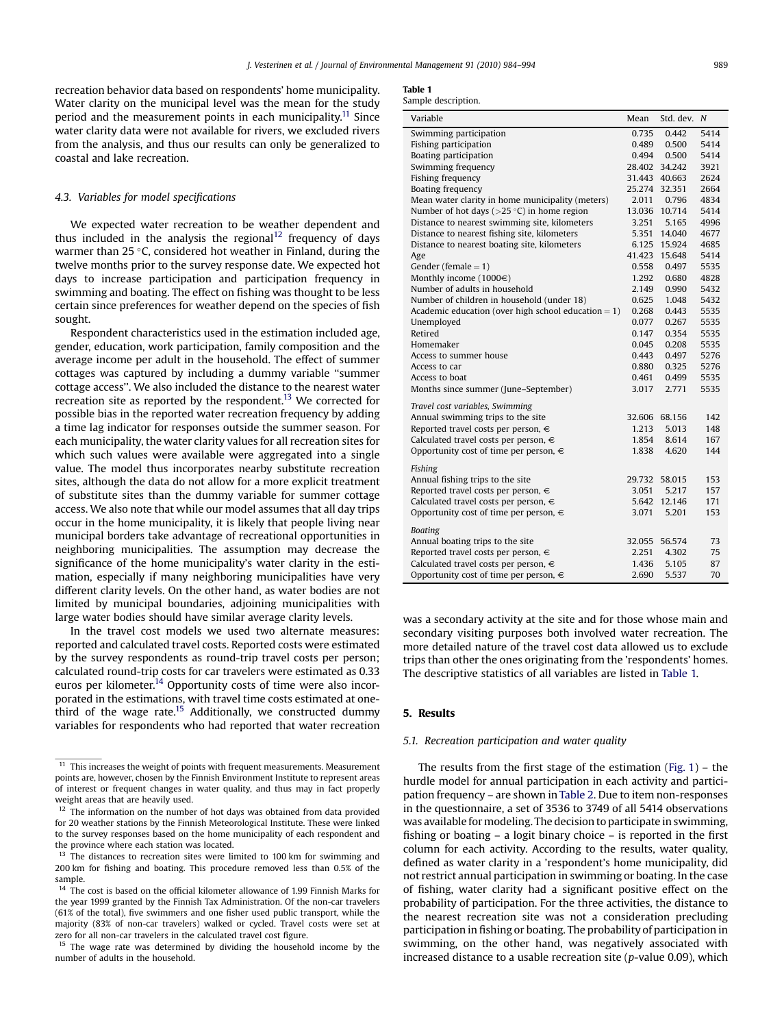recreation behavior data based on respondents' home municipality. Water clarity on the municipal level was the mean for the study period and the measurement points in each municipality.[11] Since water clarity data were not available for rivers, we excluded rivers from the analysis, and thus our results can only be generalized to coastal and lake recreation.

### 4.3. Variables for model specifications

We expected water recreation to be weather dependent and thus included in the analysis the regional[12] frequency of days warmer than 25 °C, considered hot weather in Finland, during the twelve months prior to the survey response date. We expected hot days to increase participation and participation frequency in swimming and boating. The effect on fishing was thought to be less certain since preferences for weather depend on the species of fish sought.

Respondent characteristics used in the estimation included age, gender, education, work participation, family composition and the average income per adult in the household. The effect of summer cottages was captured by including a dummy variable "summer cottage access". We also included the distance to the nearest water recreation site as reported by the respondent.[13] We corrected for possible bias in the reported water recreation frequency by adding a time lag indicator for responses outside the summer season. For each municipality, the water clarity values for all recreation sites for which such values were available were aggregated into a single value. The model thus incorporates nearby substitute recreation sites, although the data do not allow for a more explicit treatment of substitute sites than the dummy variable for summer cottage access. We also note that while our model assumes that all day trips occur in the home municipality, it is likely that people living near municipal borders take advantage of recreational opportunities in neighboring municipalities. The assumption may decrease the significance of the home municipality's water clarity in the estimation, especially if many neighboring municipalities have very different clarity levels. On the other hand, as water bodies are not limited by municipal boundaries, adjoining municipalities with large water bodies should have similar average clarity levels.

In the travel cost models we used two alternate measures: reported and calculated travel costs. Reported costs were estimated by the survey respondents as round-trip travel costs per person; calculated round-trip costs for car travelers were estimated as 0.33 euros per kilometer.[14] Opportunity costs of time were also incorporated in the estimations, with travel time costs estimated at one-third of the wage rate.[15] Additionally, we constructed dummy variables for respondents who had reported that water recreation was a secondary activity at the site and for those whose main and secondary visiting purposes both involved water recreation. The more detailed nature of the travel cost data allowed us to exclude trips than other the ones originating from the 'respondents' homes. The descriptive statistics of all variables are listed in Table 1.

**Table 1**
Sample description.

| Variable | Mean | Std. dev. | N |
|---|---|---|---|
| Swimming participation | 0.735 | 0.442 | 5414 |
| Fishing participation | 0.489 | 0.500 | 5414 |
| Boating participation | 0.494 | 0.500 | 5414 |
| Swimming frequency | 28.402 | 34.242 | 3921 |
| Fishing frequency | 31.443 | 40.663 | 2624 |
| Boating frequency | 25.274 | 32.351 | 2664 |
| Mean water clarity in home municipality (meters) | 2.011 | 0.796 | 4834 |
| Number of hot days (>25 °C) in home region | 13.036 | 10.714 | 5414 |
| Distance to nearest swimming site, kilometers | 3.251 | 5.165 | 4996 |
| Distance to nearest fishing site, kilometers | 5.351 | 14.040 | 4677 |
| Distance to nearest boating site, kilometers | 6.125 | 15.924 | 4685 |
| Age | 41.423 | 15.648 | 5414 |
| Gender (female = 1) | 0.558 | 0.497 | 5535 |
| Monthly income (1000€) | 1.292 | 0.680 | 4828 |
| Number of adults in household | 2.149 | 0.990 | 5432 |
| Number of children in household (under 18) | 0.625 | 1.048 | 5432 |
| Academic education (over high school education = 1) | 0.268 | 0.443 | 5535 |
| Unemployed | 0.077 | 0.267 | 5535 |
| Retired | 0.147 | 0.354 | 5535 |
| Homemaker | 0.045 | 0.208 | 5535 |
| Access to summer house | 0.443 | 0.497 | 5276 |
| Access to car | 0.880 | 0.325 | 5276 |
| Access to boat | 0.461 | 0.499 | 5535 |
| Months since summer (June–September) | 3.017 | 2.771 | 5535 |
| *Travel cost variables, Swimming* | | | |
| Annual swimming trips to the site | 32.606 | 68.156 | 142 |
| Reported travel costs per person, € | 1.213 | 5.013 | 148 |
| Calculated travel costs per person, € | 1.854 | 8.614 | 167 |
| Opportunity cost of time per person, € | 1.838 | 4.620 | 144 |
| *Fishing* | | | |
| Annual fishing trips to the site | 29.732 | 58.015 | 153 |
| Reported travel costs per person, € | 3.051 | 5.217 | 157 |
| Calculated travel costs per person, € | 5.642 | 12.146 | 171 |
| Opportunity cost of time per person, € | 3.071 | 5.201 | 153 |
| *Boating* | | | |
| Annual boating trips to the site | 32.055 | 56.574 | 73 |
| Reported travel costs per person, € | 2.251 | 4.302 | 75 |
| Calculated travel costs per person, € | 1.436 | 5.105 | 87 |
| Opportunity cost of time per person, € | 2.690 | 5.537 | 70 |

## 5. Results

### 5.1. Recreation participation and water quality

The results from the first stage of the estimation (Fig. 1) – the hurdle model for annual participation in each activity and participation frequency – are shown in Table 2. Due to item non-responses in the questionnaire, a set of 3536 to 3749 of all 5414 observations was available for modeling. The decision to participate in swimming, fishing or boating – a logit binary choice – is reported in the first column for each activity. According to the results, water quality, defined as water clarity in a 'respondent's home municipality, did not restrict annual participation in swimming or boating. In the case of fishing, water clarity had a significant positive effect on the probability of participation. For the three activities, the distance to the nearest recreation site was not a consideration precluding participation in fishing or boating. The probability of participation in swimming, on the other hand, was negatively associated with increased distance to a usable recreation site ($p$-value 0.09), which

---

[11] This increases the weight of points with frequent measurements. Measurement points are, however, chosen by the Finnish Environment Institute to represent areas of interest or frequent changes in water quality, and thus may in fact properly weight areas that are heavily used.

[12] The information on the number of hot days was obtained from data provided for 20 weather stations by the Finnish Meteorological Institute. These were linked to the survey responses based on the home municipality of each respondent and the province where each station was located.

[13] The distances to recreation sites were limited to 100 km for swimming and 200 km for fishing and boating. This procedure removed less than 0.5% of the sample.

[14] The cost is based on the official kilometer allowance of 1.99 Finnish Marks for the year 1999 granted by the Finnish Tax Administration. Of the non-car travelers (61% of the total), five swimmers and one fisher used public transport, while the majority (83% of non-car travelers) walked or cycled. Travel costs were set at zero for all non-car travelers in the calculated travel cost figure.

[15] The wage rate was determined by dividing the household income by the number of adults in the household.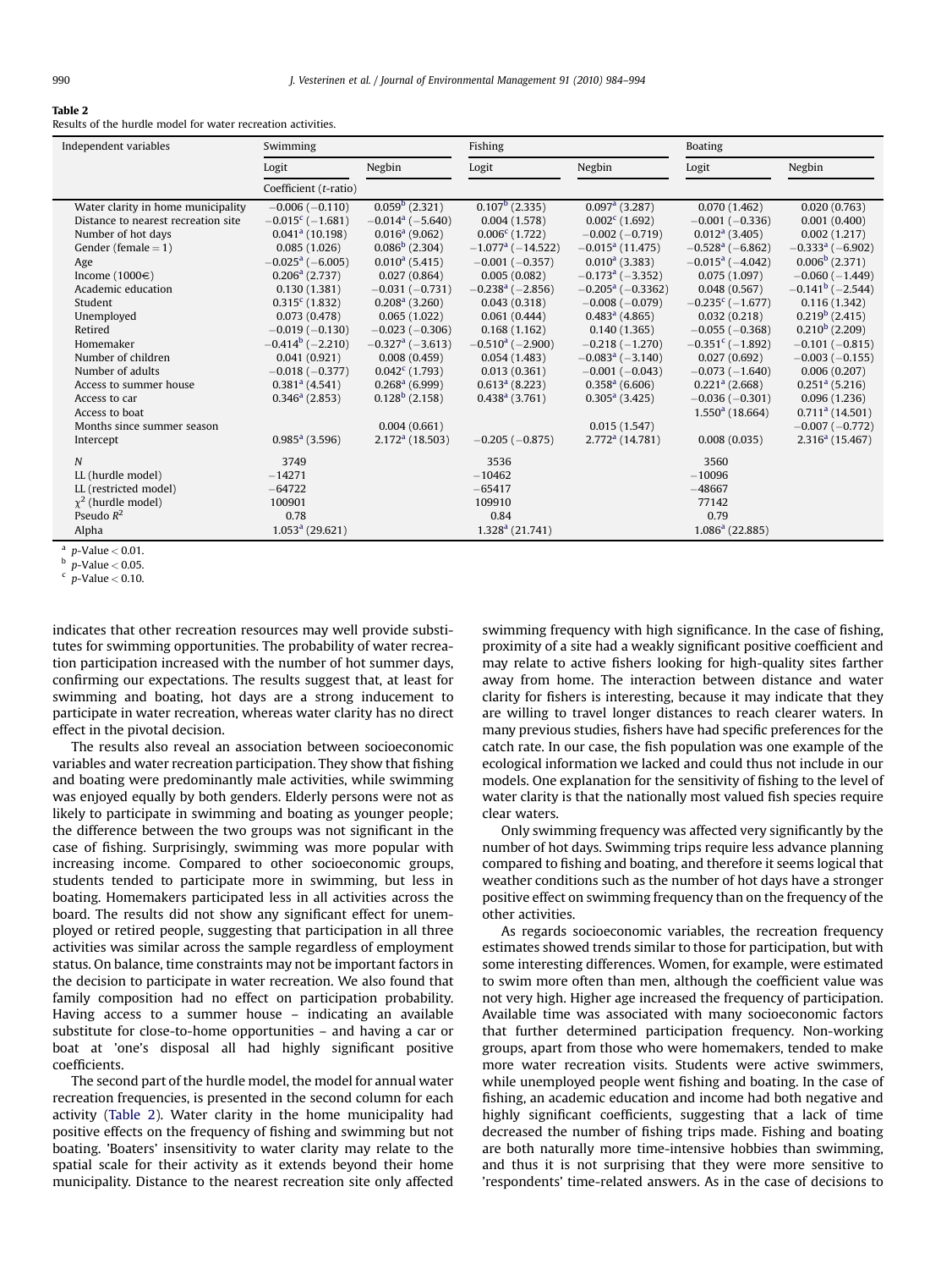**Table 2**
Results of the hurdle model for water recreation activities.

| Independent variables | Swimming | | Fishing | | Boating | |
|---|---|---|---|---|---|---|
| | Logit | Negbin | Logit | Negbin | Logit | Negbin |
| | Coefficient (*t*-ratio) | | | | | |
| Water clarity in home municipality | −0.006 (−0.110) | 0.059[b] (2.321) | 0.107[b] (2.335) | 0.097[a] (3.287) | 0.070 (1.462) | 0.020 (0.763) |
| Distance to nearest recreation site | −0.015[c] (−1.681) | −0.014[a] (−5.640) | 0.004 (1.578) | 0.002[c] (1.692) | −0.001 (−0.336) | 0.001 (0.400) |
| Number of hot days | 0.041[a] (10.198) | 0.016[a] (9.062) | 0.006[c] (1.722) | −0.002 (−0.719) | 0.012[a] (3.405) | 0.002 (1.217) |
| Gender (female = 1) | 0.085 (1.026) | 0.086[b] (2.304) | −1.077[a] (−14.522) | −0.015[a] (11.475) | −0.528[a] (−6.862) | −0.333[a] (−6.902) |
| Age | −0.025[a] (−6.005) | 0.010[a] (5.415) | −0.001 (−0.357) | 0.010[a] (3.383) | −0.015[a] (−4.042) | 0.006[b] (2.371) |
| Income (1000€) | 0.206[a] (2.737) | 0.027 (0.864) | 0.005 (0.082) | −0.173[a] (−3.352) | 0.075 (1.097) | −0.060 (−1.449) |
| Academic education | 0.130 (1.381) | −0.031 (−0.731) | −0.238[a] (−2.856) | −0.205[a] (−0.3362) | 0.048 (0.567) | −0.141[b] (−2.544) |
| Student | 0.315[c] (1.832) | 0.208[a] (3.260) | 0.043 (0.318) | −0.008 (−0.079) | −0.235[c] (−1.677) | 0.116 (1.342) |
| Unemployed | 0.073 (0.478) | 0.065 (1.022) | 0.061 (0.444) | 0.483[a] (4.865) | 0.032 (0.218) | 0.219[b] (2.415) |
| Retired | −0.019 (−0.130) | −0.023 (−0.306) | 0.168 (1.162) | 0.140 (1.365) | −0.055 (−0.368) | 0.210[b] (2.209) |
| Homemaker | −0.414[b] (−2.210) | −0.327[a] (−3.613) | −0.510[a] (−2.900) | −0.218 (−1.270) | −0.351[c] (−1.892) | −0.101 (−0.815) |
| Number of children | 0.041 (0.921) | 0.008 (0.459) | 0.054 (1.483) | −0.083[a] (−3.140) | 0.027 (0.692) | −0.003 (−0.155) |
| Number of adults | −0.018 (−0.377) | 0.042[c] (1.793) | 0.013 (0.361) | −0.001 (−0.043) | −0.073 (−1.640) | 0.006 (0.207) |
| Access to summer house | 0.381[a] (4.541) | 0.268[a] (6.999) | 0.613[a] (8.223) | 0.358[a] (6.606) | 0.221[a] (2.668) | 0.251[a] (5.216) |
| Access to car | 0.346[a] (2.853) | 0.128[b] (2.158) | 0.438[a] (3.761) | 0.305[a] (3.425) | −0.036 (−0.301) | 0.096 (1.236) |
| Access to boat | | | | | 1.550[a] (18.664) | 0.711[a] (14.501) |
| Months since summer season | | 0.004 (0.661) | | 0.015 (1.547) | | −0.007 (−0.772) |
| Intercept | 0.985[a] (3.596) | 2.172[a] (18.503) | −0.205 (−0.875) | 2.772[a] (14.781) | 0.008 (0.035) | 2.316[a] (15.467) |
| *N* | 3749 | | 3536 | | 3560 | |
| LL (hurdle model) | −14271 | | −10462 | | −10096 | |
| LL (restricted model) | −64722 | | −65417 | | −48667 | |
| $\chi^2$ (hurdle model) | 100901 | | 109910 | | 77142 | |
| Pseudo $R^2$ | 0.78 | | 0.84 | | 0.79 | |
| Alpha | 1.053[a] (29.621) | | 1.328[a] (21.741) | | 1.086[a] (22.885) | |

[a] *p*-Value < 0.01.
[b] *p*-Value < 0.05.
[c] *p*-Value < 0.10.

indicates that other recreation resources may well provide substitutes for swimming opportunities. The probability of water recreation participation increased with the number of hot summer days, confirming our expectations. The results suggest that, at least for swimming and boating, hot days are a strong inducement to participate in water recreation, whereas water clarity has no direct effect in the pivotal decision.

The results also reveal an association between socioeconomic variables and water recreation participation. They show that fishing and boating were predominantly male activities, while swimming was enjoyed equally by both genders. Elderly persons were not as likely to participate in swimming and boating as younger people; the difference between the two groups was not significant in the case of fishing. Surprisingly, swimming was more popular with increasing income. Compared to other socioeconomic groups, students tended to participate more in swimming, but less in boating. Homemakers participated less in all activities across the board. The results did not show any significant effect for unemployed or retired people, suggesting that participation in all three activities was similar across the sample regardless of employment status. On balance, time constraints may not be important factors in the decision to participate in water recreation. We also found that family composition had no effect on participation probability. Having access to a summer house – indicating an available substitute for close-to-home opportunities – and having a car or boat at 'one's disposal all had highly significant positive coefficients.

The second part of the hurdle model, the model for annual water recreation frequencies, is presented in the second column for each activity (Table 2). Water clarity in the home municipality had positive effects on the frequency of fishing and swimming but not boating. 'Boaters' insensitivity to water clarity may relate to the spatial scale for their activity as it extends beyond their home municipality. Distance to the nearest recreation site only affected swimming frequency with high significance. In the case of fishing, proximity of a site had a weakly significant positive coefficient and may relate to active fishers looking for high-quality sites farther away from home. The interaction between distance and water clarity for fishers is interesting, because it may indicate that they are willing to travel longer distances to reach clearer waters. In many previous studies, fishers have had specific preferences for the catch rate. In our case, the fish population was one example of the ecological information we lacked and could thus not include in our models. One explanation for the sensitivity of fishing to the level of water clarity is that the nationally most valued fish species require clear waters.

Only swimming frequency was affected very significantly by the number of hot days. Swimming trips require less advance planning compared to fishing and boating, and therefore it seems logical that weather conditions such as the number of hot days have a stronger positive effect on swimming frequency than on the frequency of the other activities.

As regards socioeconomic variables, the recreation frequency estimates showed trends similar to those for participation, but with some interesting differences. Women, for example, were estimated to swim more often than men, although the coefficient value was not very high. Higher age increased the frequency of participation. Available time was associated with many socioeconomic factors that further determined participation frequency. Non-working groups, apart from those who were homemakers, tended to make more water recreation visits. Students were active swimmers, while unemployed people went fishing and boating. In the case of fishing, an academic education and income had both negative and highly significant coefficients, suggesting that a lack of time decreased the number of fishing trips made. Fishing and boating are both naturally more time-intensive hobbies than swimming, and thus it is not surprising that they were more sensitive to 'respondents' time-related answers. As in the case of decisions to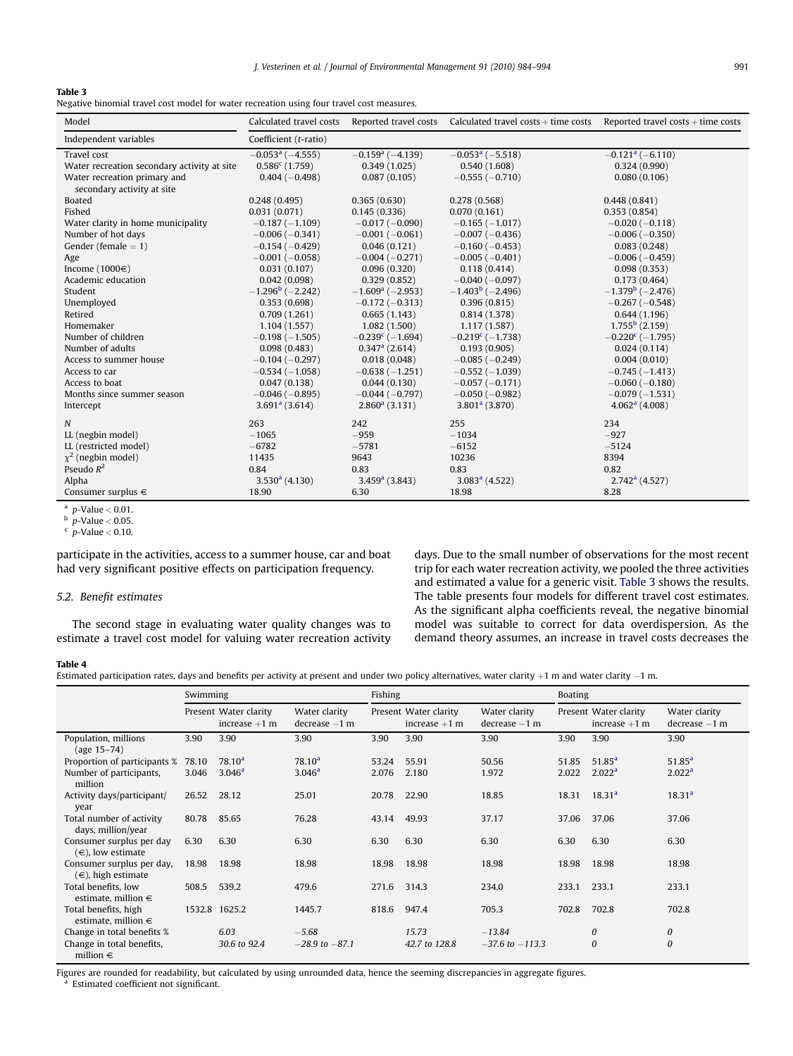**Table 3**
Negative binomial travel cost model for water recreation using four travel cost measures.

| Model | Calculated travel costs | Reported travel costs | Calculated travel costs + time costs | Reported travel costs + time costs |
|---|---|---|---|---|
| Independent variables | Coefficient (t-ratio) | | | |
| Travel cost | −0.053[a] (−4.555) | −0.159[a] (−4.139) | −0.053[a] (−5.518) | −0.121[a] (−6.110) |
| Water recreation secondary activity at site | 0.586[c] (1.759) | 0.349 (1.025) | 0.540 (1.608) | 0.324 (0.990) |
| Water recreation primary and secondary activity at site | 0.404 (−0.498) | 0.087 (0.105) | −0.555 (−0.710) | 0.080 (0.106) |
| Boated | 0.248 (0.495) | 0.365 (0.630) | 0.278 (0.568) | 0.448 (0.841) |
| Fished | 0.031 (0.071) | 0.145 (0.336) | 0.070 (0.161) | 0.353 (0.854) |
| Water clarity in home municipality | −0.187 (−1.109) | −0.017 (−0.090) | −0.165 (−1.017) | −0.020 (−0.118) |
| Number of hot days | −0.006 (−0.341) | −0.001 (−0.061) | −0.007 (−0.436) | −0.006 (−0.350) |
| Gender (female = 1) | −0.154 (−0.429) | 0.046 (0.121) | −0.160 (−0.453) | 0.083 (0.248) |
| Age | −0.001 (−0.058) | −0.004 (−0.271) | −0.005 (−0.401) | −0.006 (−0.459) |
| Income (1000€) | 0.031 (0.107) | 0.096 (0.320) | 0.118 (0.414) | 0.098 (0.353) |
| Academic education | 0.042 (0.098) | 0.329 (0.852) | −0.040 (−0.097) | 0.173 (0.464) |
| Student | −1.296[b] (−2.242) | −1.609[a] (−2.953) | −1.403[b] (−2.496) | −1.379[b] (−2.476) |
| Unemployed | 0.353 (0.698) | −0.172 (−0.313) | 0.396 (0.815) | −0.267 (−0.548) |
| Retired | 0.709 (1.261) | 0.665 (1.143) | 0.814 (1.378) | 0.644 (1.196) |
| Homemaker | 1.104 (1.557) | 1.082 (1.500) | 1.117 (1.587) | 1.755[b] (2.159) |
| Number of children | −0.198 (−1.505) | −0.239[c] (−1.694) | −0.219[c] (−1.738) | −0.220[c] (−1.795) |
| Number of adults | 0.098 (0.483) | 0.347[a] (2.614) | 0.193 (0.905) | 0.024 (0.114) |
| Access to summer house | −0.104 (−0.297) | 0.018 (0.048) | −0.085 (−0.249) | 0.004 (0.010) |
| Access to car | −0.534 (−1.058) | −0.638 (−1.251) | −0.552 (−1.039) | −0.745 (−1.413) |
| Access to boat | 0.047 (0.138) | 0.044 (0.130) | −0.057 (−0.171) | −0.060 (−0.180) |
| Months since summer season | −0.046 (−0.895) | −0.044 (−0.797) | −0.050 (−0.982) | −0.079 (−1.531) |
| Intercept | 3.691[a] (3.614) | 2.860[a] (3.131) | 3.801[a] (3.870) | 4.062[a] (4.008) |
| $N$ | 263 | 242 | 255 | 234 |
| LL (negbin model) | −1065 | −959 | −1034 | −927 |
| LL (restricted model) | −6782 | −5781 | −6152 | −5124 |
| $\chi^2$ (negbin model) | 11435 | 9643 | 10236 | 8394 |
| Pseudo $R^2$ | 0.84 | 0.83 | 0.83 | 0.82 |
| Alpha | 3.530[a] (4.130) | 3.459[a] (3.843) | 3.083[a] (4.522) | 2.742[a] (4.527) |
| Consumer surplus € | 18.90 | 6.30 | 18.98 | 8.28 |

[a] $p$-Value $< 0.01$.
[b] $p$-Value $< 0.05$.
[c] $p$-Value $< 0.10$.

participate in the activities, access to a summer house, car and boat had very significant positive effects on participation frequency.

### 5.2. Benefit estimates

The second stage in evaluating water quality changes was to estimate a travel cost model for valuing water recreation activity days. Due to the small number of observations for the most recent trip for each water recreation activity, we pooled the three activities and estimated a value for a generic visit. Table 3 shows the results. The table presents four models for different travel cost estimates. As the significant alpha coefficients reveal, the negative binomial model was suitable to correct for data overdispersion. As the demand theory assumes, an increase in travel costs decreases the

**Table 4**
Estimated participation rates, days and benefits per activity at present and under two policy alternatives, water clarity +1 m and water clarity −1 m.

| | Swimming | | | Fishing | | | Boating | | |
|---|---|---|---|---|---|---|---|---|---|
| | Present | Water clarity increase +1 m | Water clarity decrease −1 m | Present | Water clarity increase +1 m | Water clarity decrease −1 m | Present | Water clarity increase +1 m | Water clarity decrease −1 m |
| Population, millions (age 15–74) | 3.90 | 3.90 | 3.90 | 3.90 | 3.90 | 3.90 | 3.90 | 3.90 | 3.90 |
| Proportion of participants % | 78.10 | 78.10[a] | 78.10[a] | 53.24 | 55.91 | 50.56 | 51.85 | 51.85[a] | 51.85[a] |
| Number of participants, million | 3.046 | 3.046[a] | 3.046[a] | 2.076 | 2.180 | 1.972 | 2.022 | 2.022[a] | 2.022[a] |
| Activity days/participant/ year | 26.52 | 28.12 | 25.01 | 20.78 | 22.90 | 18.85 | 18.31 | 18.31[a] | 18.31[a] |
| Total number of activity days, million/year | 80.78 | 85.65 | 76.28 | 43.14 | 49.93 | 37.17 | 37.06 | 37.06 | 37.06 |
| Consumer surplus per day (€), low estimate | 6.30 | 6.30 | 6.30 | 6.30 | 6.30 | 6.30 | 6.30 | 6.30 | 6.30 |
| Consumer surplus per day, (€), high estimate | 18.98 | 18.98 | 18.98 | 18.98 | 18.98 | 18.98 | 18.98 | 18.98 | 18.98 |
| Total benefits, low estimate, million € | 508.5 | 539.2 | 479.6 | 271.6 | 314.3 | 234.0 | 233.1 | 233.1 | 233.1 |
| Total benefits, high estimate, million € | 1532.8 | 1625.2 | 1445.7 | 818.6 | 947.4 | 705.3 | 702.8 | 702.8 | 702.8 |
| Change in total benefits % | | *6.03* | *−5.68* | | *15.73* | *−13.84* | | *0* | *0* |
| Change in total benefits, million € | | *30.6 to 92.4* | *−28.9 to −87.1* | | *42.7 to 128.8* | *−37.6 to −113.3* | | *0* | *0* |

Figures are rounded for readability, but calculated by using unrounded data, hence the seeming discrepancies in aggregate figures.
[a] Estimated coefficient not significant.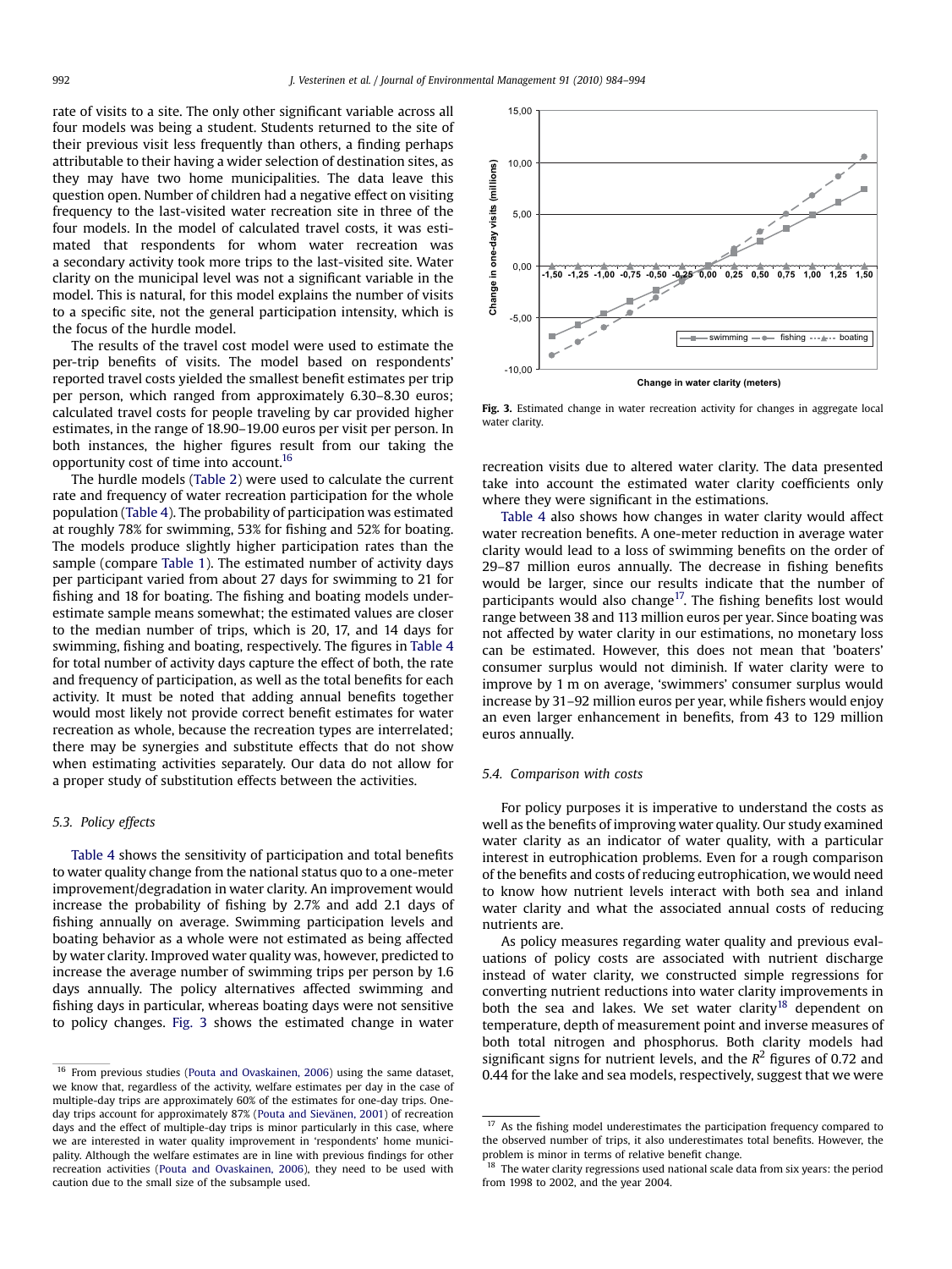rate of visits to a site. The only other significant variable across all four models was being a student. Students returned to the site of their previous visit less frequently than others, a finding perhaps attributable to their having a wider selection of destination sites, as they may have two home municipalities. The data leave this question open. Number of children had a negative effect on visiting frequency to the last-visited water recreation site in three of the four models. In the model of calculated travel costs, it was estimated that respondents for whom water recreation was a secondary activity took more trips to the last-visited site. Water clarity on the municipal level was not a significant variable in the model. This is natural, for this model explains the number of visits to a specific site, not the general participation intensity, which is the focus of the hurdle model.

The results of the travel cost model were used to estimate the per-trip benefits of visits. The model based on respondents' reported travel costs yielded the smallest benefit estimates per trip per person, which ranged from approximately 6.30–8.30 euros; calculated travel costs for people traveling by car provided higher estimates, in the range of 18.90–19.00 euros per visit per person. In both instances, the higher figures result from our taking the opportunity cost of time into account.[16]

The hurdle models (Table 2) were used to calculate the current rate and frequency of water recreation participation for the whole population (Table 4). The probability of participation was estimated at roughly 78% for swimming, 53% for fishing and 52% for boating. The models produce slightly higher participation rates than the sample (compare Table 1). The estimated number of activity days per participant varied from about 27 days for swimming to 21 for fishing and 18 for boating. The fishing and boating models underestimate sample means somewhat; the estimated values are closer to the median number of trips, which is 20, 17, and 14 days for swimming, fishing and boating, respectively. The figures in Table 4 for total number of activity days capture the effect of both, the rate and frequency of participation, as well as the total benefits for each activity. It must be noted that adding annual benefits together would most likely not provide correct benefit estimates for water recreation as whole, because the recreation types are interrelated; there may be synergies and substitute effects that do not show when estimating activities separately. Our data do not allow for a proper study of substitution effects between the activities.

### 5.3. Policy effects

Table 4 shows the sensitivity of participation and total benefits to water quality change from the national status quo to a one-meter improvement/degradation in water clarity. An improvement would increase the probability of fishing by 2.7% and add 2.1 days of fishing annually on average. Swimming participation levels and boating behavior as a whole were not estimated as being affected by water clarity. Improved water quality was, however, predicted to increase the average number of swimming trips per person by 1.6 days annually. The policy alternatives affected swimming and fishing days in particular, whereas boating days were not sensitive to policy changes. Fig. 3 shows the estimated change in water recreation visits due to altered water clarity. The data presented take into account the estimated water clarity coefficients only where they were significant in the estimations.

**Fig. 3.** Estimated change in water recreation activity for changes in aggregate local water clarity.

Table 4 also shows how changes in water clarity would affect water recreation benefits. A one-meter reduction in average water clarity would lead to a loss of swimming benefits on the order of 29–87 million euros annually. The decrease in fishing benefits would be larger, since our results indicate that the number of participants would also change[17]. The fishing benefits lost would range between 38 and 113 million euros per year. Since boating was not affected by water clarity in our estimations, no monetary loss can be estimated. However, this does not mean that 'boaters' consumer surplus would not diminish. If water clarity were to improve by 1 m on average, 'swimmers' consumer surplus would increase by 31–92 million euros per year, while fishers would enjoy an even larger enhancement in benefits, from 43 to 129 million euros annually.

### 5.4. Comparison with costs

For policy purposes it is imperative to understand the costs as well as the benefits of improving water quality. Our study examined water clarity as an indicator of water quality, with a particular interest in eutrophication problems. Even for a rough comparison of the benefits and costs of reducing eutrophication, we would need to know how nutrient levels interact with both sea and inland water clarity and what the associated annual costs of reducing nutrients are.

As policy measures regarding water quality and previous evaluations of policy costs are associated with nutrient discharge instead of water clarity, we constructed simple regressions for converting nutrient reductions into water clarity improvements in both the sea and lakes. We set water clarity[18] dependent on temperature, depth of measurement point and inverse measures of both total nitrogen and phosphorus. Both clarity models had significant signs for nutrient levels, and the $R^2$ figures of 0.72 and 0.44 for the lake and sea models, respectively, suggest that we were

---

[16] From previous studies (Pouta and Ovaskainen, 2006) using the same dataset, we know that, regardless of the activity, welfare estimates per day in the case of multiple-day trips are approximately 60% of the estimates for one-day trips. One-day trips account for approximately 87% (Pouta and Sievänen, 2001) of recreation days and the effect of multiple-day trips is minor particularly in this case, where we are interested in water quality improvement in 'respondents' home municipality. Although the welfare estimates are in line with previous findings for other recreation activities (Pouta and Ovaskainen, 2006), they need to be used with caution due to the small size of the subsample used.

[17] As the fishing model underestimates the participation frequency compared to the observed number of trips, it also underestimates total benefits. However, the problem is minor in terms of relative benefit change.

[18] The water clarity regressions used national scale data from six years: the period from 1998 to 2002, and the year 2004.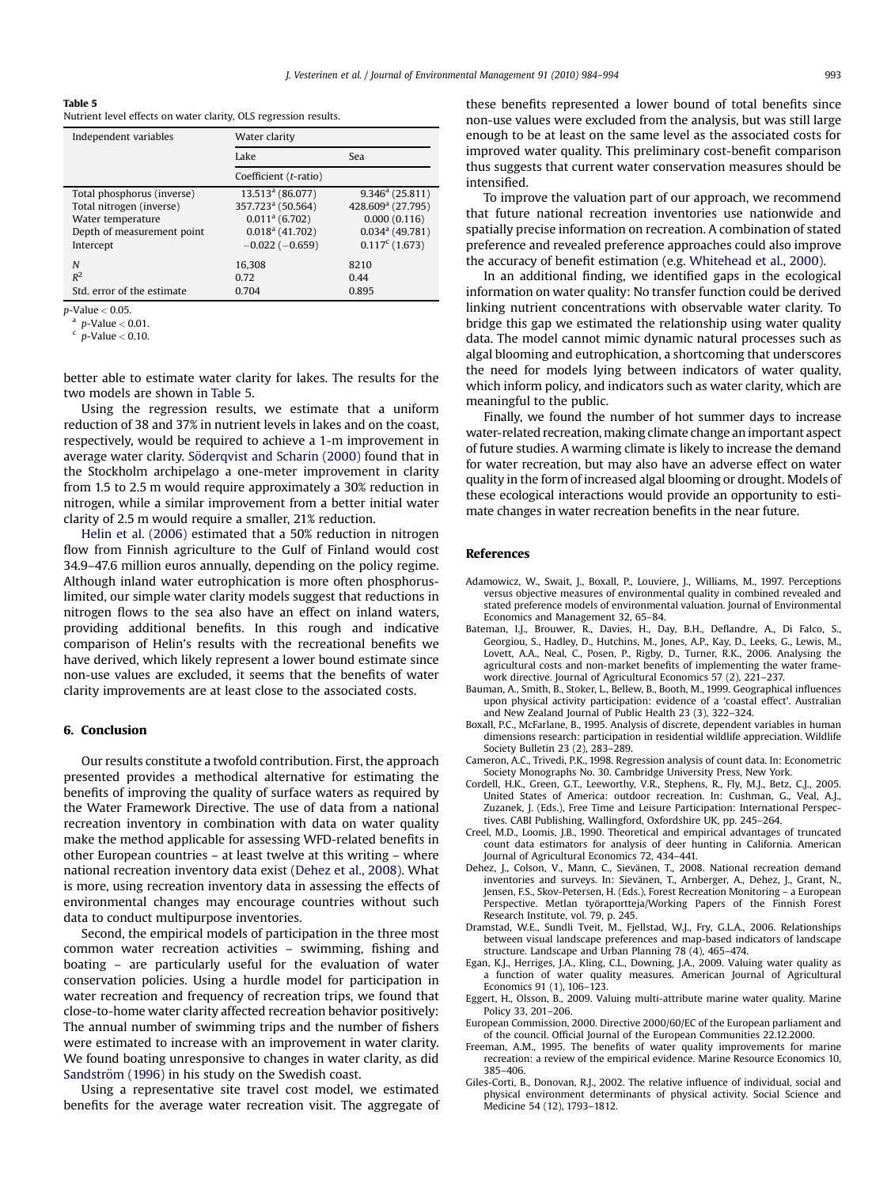**Table 5**
Nutrient level effects on water clarity, OLS regression results.

| Independent variables | Water clarity | |
|---|---|---|
| | Lake | Sea |
| | Coefficient (*t*-ratio) | |
| Total phosphorus (inverse) | 13.513[a] (86.077) | 9.346[a] (25.811) |
| Total nitrogen (inverse) | 357.723[a] (50.564) | 428.609[a] (27.795) |
| Water temperature | 0.011[a] (6.702) | 0.000 (0.116) |
| Depth of measurement point | 0.018[a] (41.702) | 0.034[a] (49.781) |
| Intercept | −0.022 (−0.659) | 0.117[c] (1.673) |
| $N$ | 16,308 | 8210 |
| $R^2$ | 0.72 | 0.44 |
| Std. error of the estimate | 0.704 | 0.895 |

$p$-Value < 0.05.
[a] $p$-Value < 0.01.
[c] $p$-Value < 0.10.

better able to estimate water clarity for lakes. The results for the two models are shown in Table 5.

Using the regression results, we estimate that a uniform reduction of 38 and 37% in nutrient levels in lakes and on the coast, respectively, would be required to achieve a 1-m improvement in average water clarity. Söderqvist and Scharin (2000) found that in the Stockholm archipelago a one-meter improvement in clarity from 1.5 to 2.5 m would require approximately a 30% reduction in nitrogen, while a similar improvement from a better initial water clarity of 2.5 m would require a smaller, 21% reduction.

Helin et al. (2006) estimated that a 50% reduction in nitrogen flow from Finnish agriculture to the Gulf of Finland would cost 34.9–47.6 million euros annually, depending on the policy regime. Although inland water eutrophication is more often phosphorus-limited, our simple water clarity models suggest that reductions in nitrogen flows to the sea also have an effect on inland waters, providing additional benefits. In this rough and indicative comparison of Helin's results with the recreational benefits we have derived, which likely represent a lower bound estimate since non-use values are excluded, it seems that the benefits of water clarity improvements are at least close to the associated costs.

## 6. Conclusion

Our results constitute a twofold contribution. First, the approach presented provides a methodical alternative for estimating the benefits of improving the quality of surface waters as required by the Water Framework Directive. The use of data from a national recreation inventory in combination with data on water quality make the method applicable for assessing WFD-related benefits in other European countries – at least twelve at this writing – where national recreation inventory data exist (Dehez et al., 2008). What is more, using recreation inventory data in assessing the effects of environmental changes may encourage countries without such data to conduct multipurpose inventories.

Second, the empirical models of participation in the three most common water recreation activities – swimming, fishing and boating – are particularly useful for the evaluation of water conservation policies. Using a hurdle model for participation in water recreation and frequency of recreation trips, we found that close-to-home water clarity affected recreation behavior positively: The annual number of swimming trips and the number of fishers were estimated to increase with an improvement in water clarity. We found boating unresponsive to changes in water clarity, as did Sandström (1996) in his study on the Swedish coast.

Using a representative site travel cost model, we estimated benefits for the average water recreation visit. The aggregate of these benefits represented a lower bound of total benefits since non-use values were excluded from the analysis, but was still large enough to be at least on the same level as the associated costs for improved water quality. This preliminary cost-benefit comparison thus suggests that current water conservation measures should be intensified.

To improve the valuation part of our approach, we recommend that future national recreation inventories use nationwide and spatially precise information on recreation. A combination of stated preference and revealed preference approaches could also improve the accuracy of benefit estimation (e.g. Whitehead et al., 2000).

In an additional finding, we identified gaps in the ecological information on water quality: No transfer function could be derived linking nutrient concentrations with observable water clarity. To bridge this gap we estimated the relationship using water quality data. The model cannot mimic dynamic natural processes such as algal blooming and eutrophication, a shortcoming that underscores the need for models lying between indicators of water quality, which inform policy, and indicators such as water clarity, which are meaningful to the public.

Finally, we found the number of hot summer days to increase water-related recreation, making climate change an important aspect of future studies. A warming climate is likely to increase the demand for water recreation, but may also have an adverse effect on water quality in the form of increased algal blooming or drought. Models of these ecological interactions would provide an opportunity to estimate changes in water recreation benefits in the near future.

## References

Adamowicz, W., Swait, J., Boxall, P., Louviere, J., Williams, M., 1997. Perceptions versus objective measures of environmental quality in combined revealed and stated preference models of environmental valuation. Journal of Environmental Economics and Management 32, 65–84.

Bateman, I.J., Brouwer, R., Davies, H., Day, B.H., Deflandre, A., Di Falco, S., Georgiou, S., Hadley, D., Hutchins, M., Jones, A.P., Kay, D., Leeks, G., Lewis, M., Lovett, A.A., Neal, C., Posen, P., Rigby, D., Turner, R.K., 2006. Analysing the agricultural costs and non-market benefits of implementing the water framework directive. Journal of Agricultural Economics 57 (2), 221–237.

Bauman, A., Smith, B., Stoker, L., Bellew, B., Booth, M., 1999. Geographical influences upon physical activity participation: evidence of a 'coastal effect'. Australian and New Zealand Journal of Public Health 23 (3), 322–324.

Boxall, P.C., McFarlane, B., 1995. Analysis of discrete, dependent variables in human dimensions research: participation in residential wildlife appreciation. Wildlife Society Bulletin 23 (2), 283–289.

Cameron, A.C., Trivedi, P.K., 1998. Regression analysis of count data. In: Econometric Society Monographs No. 30. Cambridge University Press, New York.

Cordell, H.K., Green, G.T., Leeworthy, V.R., Stephens, R., Fly, M.J., Betz, C.J., 2005. United States of America: outdoor recreation. In: Cushman, G., Veal, A.J., Zuzanek, J. (Eds.), Free Time and Leisure Participation: International Perspectives. CABI Publishing, Wallingford, Oxfordshire UK, pp. 245–264.

Creel, M.D., Loomis, J.B., 1990. Theoretical and empirical advantages of truncated count data estimators for analysis of deer hunting in California. American Journal of Agricultural Economics 72, 434–441.

Dehez, J., Colson, V., Mann, C., Sievänen, T., 2008. National recreation demand inventories and surveys. In: Sievänen, T., Arnberger, A., Dehez, J., Grant, N., Jensen, F.S., Skov-Petersen, H. (Eds.), Forest Recreation Monitoring – a European Perspective. Metlan työraportteja/Working Papers of the Finnish Forest Research Institute, vol. 79, p. 245.

Dramstad, W.E., Sundli Tveit, M., Fjellstad, W.J., Fry, G.L.A., 2006. Relationships between visual landscape preferences and map-based indicators of landscape structure. Landscape and Urban Planning 78 (4), 465–474.

Egan, K.J., Herriges, J.A., Kling, C.L., Downing, J.A., 2009. Valuing water quality as a function of water quality measures. American Journal of Agricultural Economics 91 (1), 106–123.

Eggert, H., Olsson, B., 2009. Valuing multi-attribute marine water quality. Marine Policy 33, 201–206.

European Commission, 2000. Directive 2000/60/EC of the European parliament and of the council. Official Journal of the European Communities 22.12.2000.

Freeman, A.M., 1995. The benefits of water quality improvements for marine recreation: a review of the empirical evidence. Marine Resource Economics 10, 385–406.

Giles-Corti, B., Donovan, R.J., 2002. The relative influence of individual, social and physical environment determinants of physical activity. Social Science and Medicine 54 (12), 1793–1812.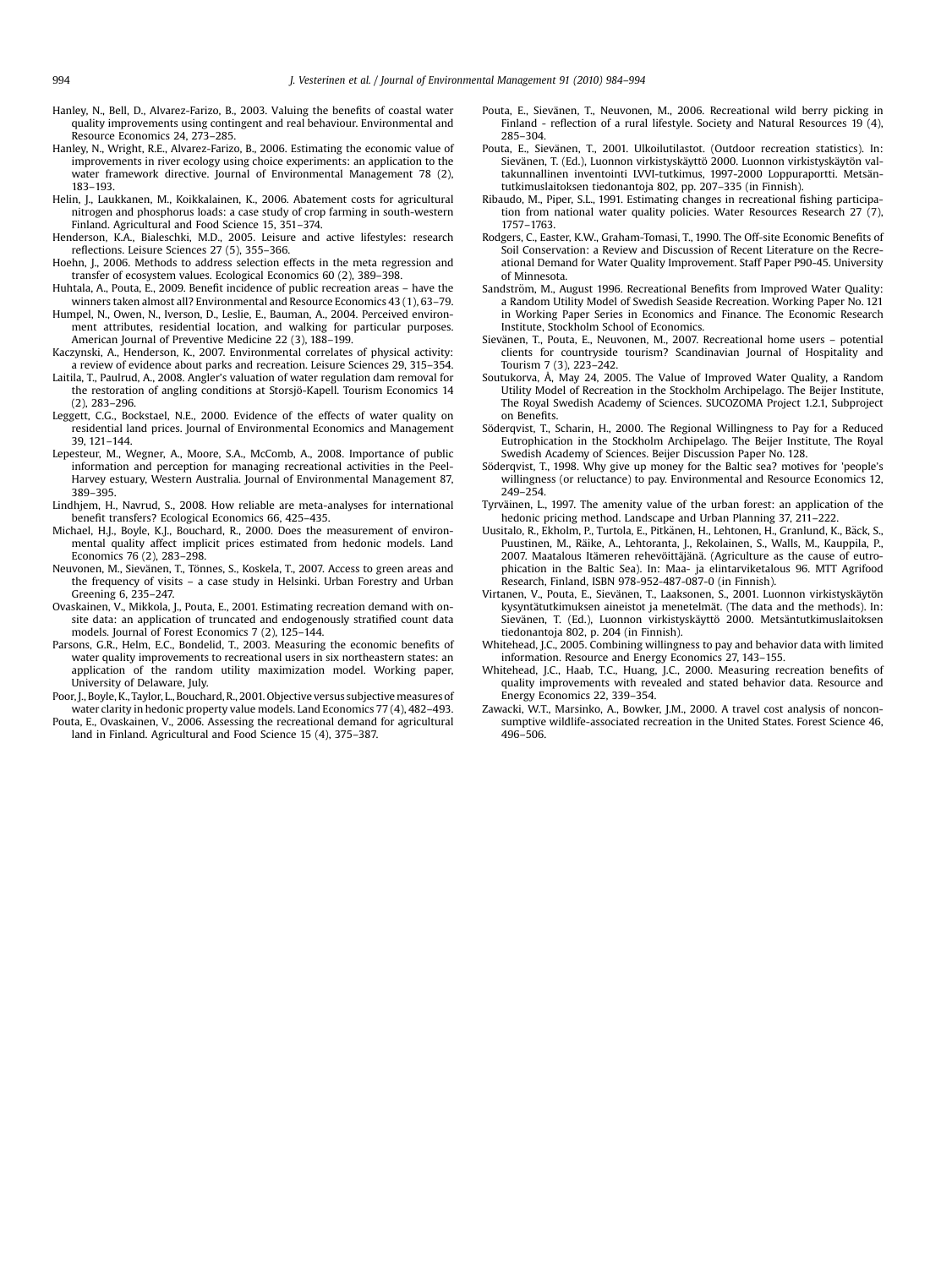Hanley, N., Bell, D., Alvarez-Farizo, B., 2003. Valuing the benefits of coastal water quality improvements using contingent and real behaviour. Environmental and Resource Economics 24, 273–285.

Hanley, N., Wright, R.E., Alvarez-Farizo, B., 2006. Estimating the economic value of improvements in river ecology using choice experiments: an application to the water framework directive. Journal of Environmental Management 78 (2), 183–193.

Helin, J., Laukkanen, M., Koikkalainen, K., 2006. Abatement costs for agricultural nitrogen and phosphorus loads: a case study of crop farming in south-western Finland. Agricultural and Food Science 15, 351–374.

Henderson, K.A., Bialeschki, M.D., 2005. Leisure and active lifestyles: research reflections. Leisure Sciences 27 (5), 355–366.

Hoehn, J., 2006. Methods to address selection effects in the meta regression and transfer of ecosystem values. Ecological Economics 60 (2), 389–398.

Huhtala, A., Pouta, E., 2009. Benefit incidence of public recreation areas – have the winners taken almost all? Environmental and Resource Economics 43 (1), 63–79.

Humpel, N., Owen, N., Iverson, D., Leslie, E., Bauman, A., 2004. Perceived environment attributes, residential location, and walking for particular purposes. American Journal of Preventive Medicine 22 (3), 188–199.

Kaczynski, A., Henderson, K., 2007. Environmental correlates of physical activity: a review of evidence about parks and recreation. Leisure Sciences 29, 315–354.

Laitila, T., Paulrud, A., 2008. Angler's valuation of water regulation dam removal for the restoration of angling conditions at Storsjö-Kapell. Tourism Economics 14 (2), 283–296.

Leggett, C.G., Bockstael, N.E., 2000. Evidence of the effects of water quality on residential land prices. Journal of Environmental Economics and Management 39, 121–144.

Lepesteur, M., Wegner, A., Moore, S.A., McComb, A., 2008. Importance of public information and perception for managing recreational activities in the Peel-Harvey estuary, Western Australia. Journal of Environmental Management 87, 389–395.

Lindhjem, H., Navrud, S., 2008. How reliable are meta-analyses for international benefit transfers? Ecological Economics 66, 425–435.

Michael, H.J., Boyle, K.J., Bouchard, R., 2000. Does the measurement of environmental quality affect implicit prices estimated from hedonic models. Land Economics 76 (2), 283–298.

Neuvonen, M., Sievänen, T., Tönnes, S., Koskela, T., 2007. Access to green areas and the frequency of visits – a case study in Helsinki. Urban Forestry and Urban Greening 6, 235–247.

Ovaskainen, V., Mikkola, J., Pouta, E., 2001. Estimating recreation demand with on-site data: an application of truncated and endogenously stratified count data models. Journal of Forest Economics 7 (2), 125–144.

Parsons, G.R., Helm, E.C., Bondelid, T., 2003. Measuring the economic benefits of water quality improvements to recreational users in six northeastern states: an application of the random utility maximization model. Working paper, University of Delaware, July.

Poor, J., Boyle, K., Taylor, L., Bouchard, R., 2001. Objective versus subjective measures of water clarity in hedonic property value models. Land Economics 77 (4), 482–493.

Pouta, E., Ovaskainen, V., 2006. Assessing the recreational demand for agricultural land in Finland. Agricultural and Food Science 15 (4), 375–387.

Pouta, E., Sievänen, T., Neuvonen, M., 2006. Recreational wild berry picking in Finland - reflection of a rural lifestyle. Society and Natural Resources 19 (4), 285–304.

Pouta, E., Sievänen, T., 2001. Ulkoilutilastot. (Outdoor recreation statistics). In: Sievänen, T. (Ed.), Luonnon virkistyskäyttö 2000. Luonnon virkistyskäytön valtakunnallinen inventointi LVVI-tutkimus, 1997-2000 Loppuraportti. Metsäntutkimuslaitoksen tiedonantoja 802, pp. 207–335 (in Finnish).

Ribaudo, M., Piper, S.L., 1991. Estimating changes in recreational fishing participation from national water quality policies. Water Resources Research 27 (7), 1757–1763.

Rodgers, C., Easter, K.W., Graham-Tomasi, T., 1990. The Off-site Economic Benefits of Soil Conservation: a Review and Discussion of Recent Literature on the Recreational Demand for Water Quality Improvement. Staff Paper P90-45. University of Minnesota.

Sandström, M., August 1996. Recreational Benefits from Improved Water Quality: a Random Utility Model of Swedish Seaside Recreation. Working Paper No. 121 in Working Paper Series in Economics and Finance. The Economic Research Institute, Stockholm School of Economics.

Sievänen, T., Pouta, E., Neuvonen, M., 2007. Recreational home users – potential clients for countryside tourism? Scandinavian Journal of Hospitality and Tourism 7 (3), 223–242.

Soutukorva, Å, May 24, 2005. The Value of Improved Water Quality, a Random Utility Model of Recreation in the Stockholm Archipelago. The Beijer Institute, The Royal Swedish Academy of Sciences. SUCOZOMA Project 1.2.1, Subproject on Benefits.

Söderqvist, T., Scharin, H., 2000. The Regional Willingness to Pay for a Reduced Eutrophication in the Stockholm Archipelago. The Beijer Institute, The Royal Swedish Academy of Sciences. Beijer Discussion Paper No. 128.

Söderqvist, T., 1998. Why give up money for the Baltic sea? motives for 'people's willingness (or reluctance) to pay. Environmental and Resource Economics 12, 249–254.

Tyrväinen, L., 1997. The amenity value of the urban forest: an application of the hedonic pricing method. Landscape and Urban Planning 37, 211–222.

Uusitalo, R., Ekholm, P., Turtola, E., Pitkänen, H., Lehtonen, H., Granlund, K., Bäck, S., Puustinen, M., Räike, A., Lehtoranta, J., Rekolainen, S., Walls, M., Kauppila, P., 2007. Maatalous Itämeren rehevöittäjänä. (Agriculture as the cause of eutrophication in the Baltic Sea). In: Maa- ja elintarviketalous 96. MTT Agrifood Research, Finland, ISBN 978-952-487-087-0 (in Finnish).

Virtanen, V., Pouta, E., Sievänen, T., Laaksonen, S., 2001. Luonnon virkistyskäytön kysyntätutkimuksen aineistot ja menetelmät. (The data and the methods). In: Sievänen, T. (Ed.), Luonnon virkistyskäyttö 2000. Metsäntutkimuslaitoksen tiedonantoja 802, p. 204 (in Finnish).

Whitehead, J.C., 2005. Combining willingness to pay and behavior data with limited information. Resource and Energy Economics 27, 143–155.

Whitehead, J.C., Haab, T.C., Huang, J.C., 2000. Measuring recreation benefits of quality improvements with revealed and stated behavior data. Resource and Energy Economics 22, 339–354.

Zawacki, W.T., Marsinko, A., Bowker, J.M., 2000. A travel cost analysis of nonconsumptive wildlife-associated recreation in the United States. Forest Science 46, 496–506.